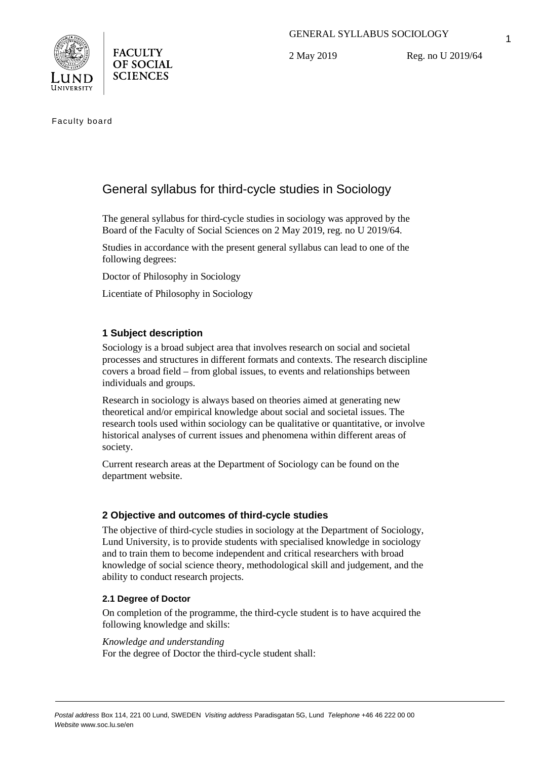FACULTY OF SOCIAL SCIENCES

GENERAL SYLLABUS SOCIOLOGY

2 May 2019 Reg. no U 2019/64

Faculty board

# General syllabus for third-cycle studies in Sociology

The general syllabus for third-cycle studies in sociology was approved by the Board of the Faculty of Social Sciences on 2 May 2019, reg. no U 2019/64.

Studies in accordance with the present general syllabus can lead to one of the following degrees:

Doctor of Philosophy in Sociology

Licentiate of Philosophy in Sociology

## 1 Subject description

Sociology is a broad subject area that involves research on social and societal processes and structures in different formats and contexts. The research discipline covers a broad field – from global issues, to events and relationships between individuals and groups.

Research in sociology is always based on theories aimed at generating new theoretical and/or empirical knowledge about social and societal issues. The research tools used within sociology can be qualitative or quantitative, or involve historical analyses of current issues and phenomena within different areas of society.

Current research areas at the Department of Sociology can be found on the department website.

## 2 Objective and outcomes of third-cycle studies

The objective of third-cycle studies in sociology at the Department of Sociology, Lund University, is to provide students with specialised knowledge in sociology and to train them to become independent and critical researchers with broad knowledge of social science theory, methodological skill and judgement, and the ability to conduct research projects.

### 2.1 Degree of Doctor

On completion of the programme, the third-cycle student is to have acquired the following knowledge and skills:

*Knowledge and understanding*
For the degree of Doctor the third-cycle student shall:

*Postal address* Box 114, 221 00 Lund, SWEDEN *Visiting address* Paradisgatan 5G, Lund *Telephone* +46 46 222 00 00
*Website* www.soc.lu.se/en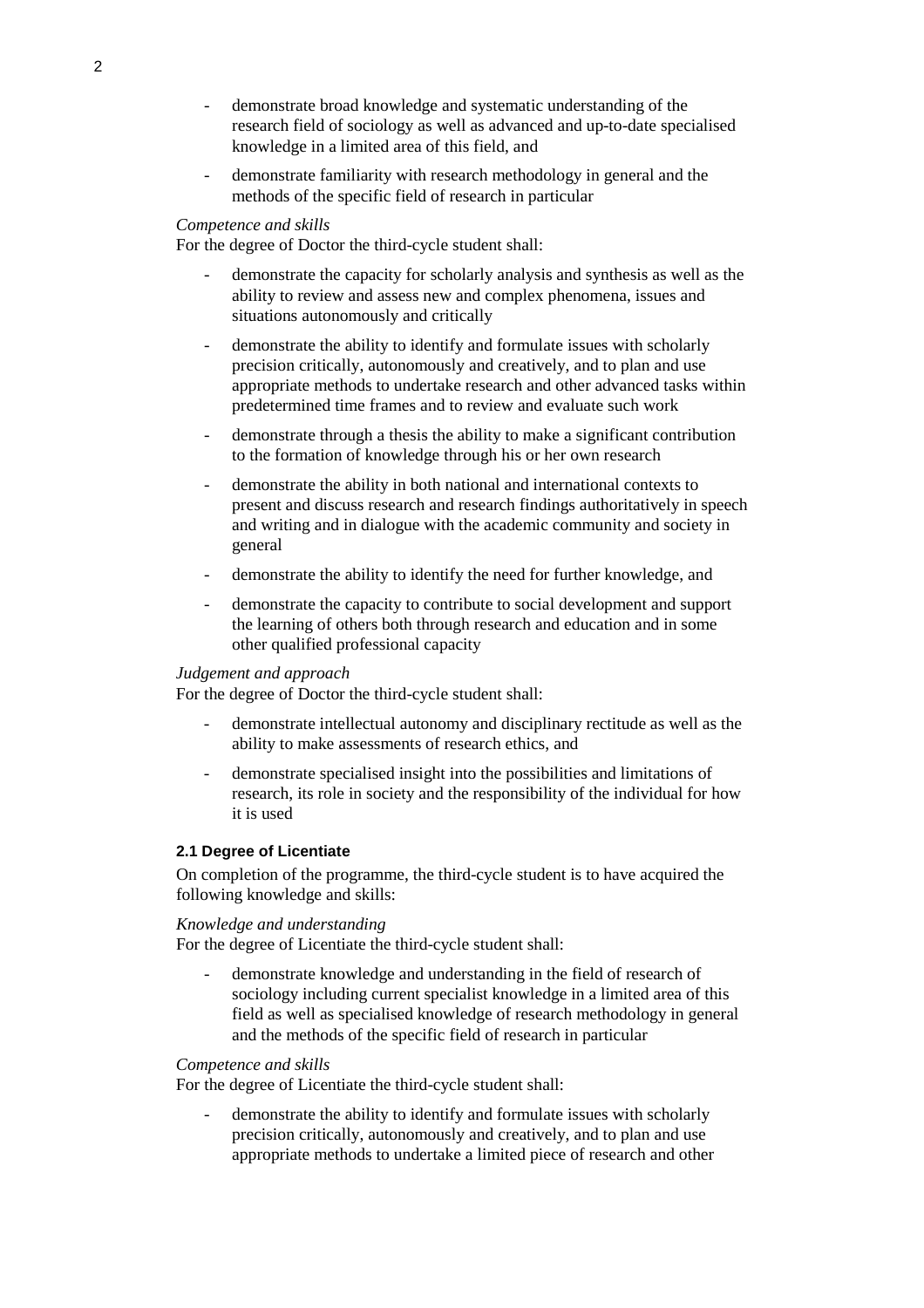- demonstrate broad knowledge and systematic understanding of the research field of sociology as well as advanced and up-to-date specialised knowledge in a limited area of this field, and
- demonstrate familiarity with research methodology in general and the methods of the specific field of research in particular

*Competence and skills*
For the degree of Doctor the third-cycle student shall:

- demonstrate the capacity for scholarly analysis and synthesis as well as the ability to review and assess new and complex phenomena, issues and situations autonomously and critically
- demonstrate the ability to identify and formulate issues with scholarly precision critically, autonomously and creatively, and to plan and use appropriate methods to undertake research and other advanced tasks within predetermined time frames and to review and evaluate such work
- demonstrate through a thesis the ability to make a significant contribution to the formation of knowledge through his or her own research
- demonstrate the ability in both national and international contexts to present and discuss research and research findings authoritatively in speech and writing and in dialogue with the academic community and society in general
- demonstrate the ability to identify the need for further knowledge, and
- demonstrate the capacity to contribute to social development and support the learning of others both through research and education and in some other qualified professional capacity

*Judgement and approach*
For the degree of Doctor the third-cycle student shall:

- demonstrate intellectual autonomy and disciplinary rectitude as well as the ability to make assessments of research ethics, and
- demonstrate specialised insight into the possibilities and limitations of research, its role in society and the responsibility of the individual for how it is used

#### 2.1 Degree of Licentiate

On completion of the programme, the third-cycle student is to have acquired the following knowledge and skills:

*Knowledge and understanding*
For the degree of Licentiate the third-cycle student shall:

- demonstrate knowledge and understanding in the field of research of sociology including current specialist knowledge in a limited area of this field as well as specialised knowledge of research methodology in general and the methods of the specific field of research in particular

*Competence and skills*
For the degree of Licentiate the third-cycle student shall:

- demonstrate the ability to identify and formulate issues with scholarly precision critically, autonomously and creatively, and to plan and use appropriate methods to undertake a limited piece of research and other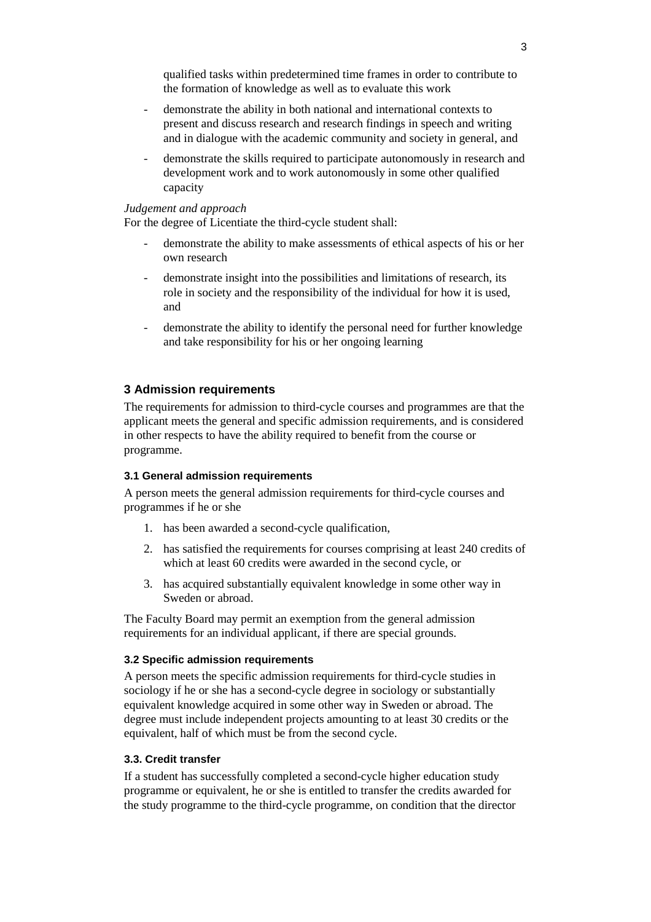qualified tasks within predetermined time frames in order to contribute to the formation of knowledge as well as to evaluate this work

- demonstrate the ability in both national and international contexts to present and discuss research and research findings in speech and writing and in dialogue with the academic community and society in general, and
- demonstrate the skills required to participate autonomously in research and development work and to work autonomously in some other qualified capacity

*Judgement and approach*

For the degree of Licentiate the third-cycle student shall:

- demonstrate the ability to make assessments of ethical aspects of his or her own research
- demonstrate insight into the possibilities and limitations of research, its role in society and the responsibility of the individual for how it is used, and
- demonstrate the ability to identify the personal need for further knowledge and take responsibility for his or her ongoing learning

## 3 Admission requirements

The requirements for admission to third-cycle courses and programmes are that the applicant meets the general and specific admission requirements, and is considered in other respects to have the ability required to benefit from the course or programme.

### 3.1 General admission requirements

A person meets the general admission requirements for third-cycle courses and programmes if he or she

1. has been awarded a second-cycle qualification,
2. has satisfied the requirements for courses comprising at least 240 credits of which at least 60 credits were awarded in the second cycle, or
3. has acquired substantially equivalent knowledge in some other way in Sweden or abroad.

The Faculty Board may permit an exemption from the general admission requirements for an individual applicant, if there are special grounds.

### 3.2 Specific admission requirements

A person meets the specific admission requirements for third-cycle studies in sociology if he or she has a second-cycle degree in sociology or substantially equivalent knowledge acquired in some other way in Sweden or abroad. The degree must include independent projects amounting to at least 30 credits or the equivalent, half of which must be from the second cycle.

### 3.3. Credit transfer

If a student has successfully completed a second-cycle higher education study programme or equivalent, he or she is entitled to transfer the credits awarded for the study programme to the third-cycle programme, on condition that the director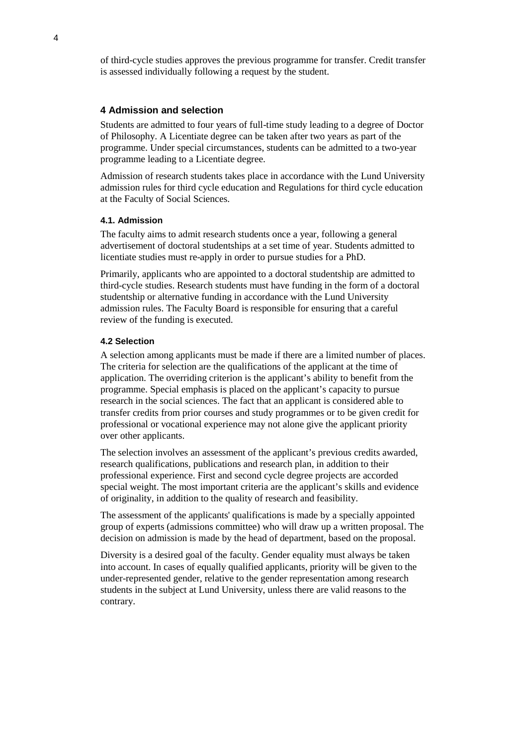of third-cycle studies approves the previous programme for transfer. Credit transfer is assessed individually following a request by the student.

## 4 Admission and selection

Students are admitted to four years of full-time study leading to a degree of Doctor of Philosophy. A Licentiate degree can be taken after two years as part of the programme. Under special circumstances, students can be admitted to a two-year programme leading to a Licentiate degree.

Admission of research students takes place in accordance with the Lund University admission rules for third cycle education and Regulations for third cycle education at the Faculty of Social Sciences.

### 4.1. Admission

The faculty aims to admit research students once a year, following a general advertisement of doctoral studentships at a set time of year. Students admitted to licentiate studies must re-apply in order to pursue studies for a PhD.

Primarily, applicants who are appointed to a doctoral studentship are admitted to third-cycle studies. Research students must have funding in the form of a doctoral studentship or alternative funding in accordance with the Lund University admission rules. The Faculty Board is responsible for ensuring that a careful review of the funding is executed.

### 4.2 Selection

A selection among applicants must be made if there are a limited number of places. The criteria for selection are the qualifications of the applicant at the time of application. The overriding criterion is the applicant's ability to benefit from the programme. Special emphasis is placed on the applicant's capacity to pursue research in the social sciences. The fact that an applicant is considered able to transfer credits from prior courses and study programmes or to be given credit for professional or vocational experience may not alone give the applicant priority over other applicants.

The selection involves an assessment of the applicant's previous credits awarded, research qualifications, publications and research plan, in addition to their professional experience. First and second cycle degree projects are accorded special weight. The most important criteria are the applicant's skills and evidence of originality, in addition to the quality of research and feasibility.

The assessment of the applicants' qualifications is made by a specially appointed group of experts (admissions committee) who will draw up a written proposal. The decision on admission is made by the head of department, based on the proposal.

Diversity is a desired goal of the faculty. Gender equality must always be taken into account. In cases of equally qualified applicants, priority will be given to the under-represented gender, relative to the gender representation among research students in the subject at Lund University, unless there are valid reasons to the contrary.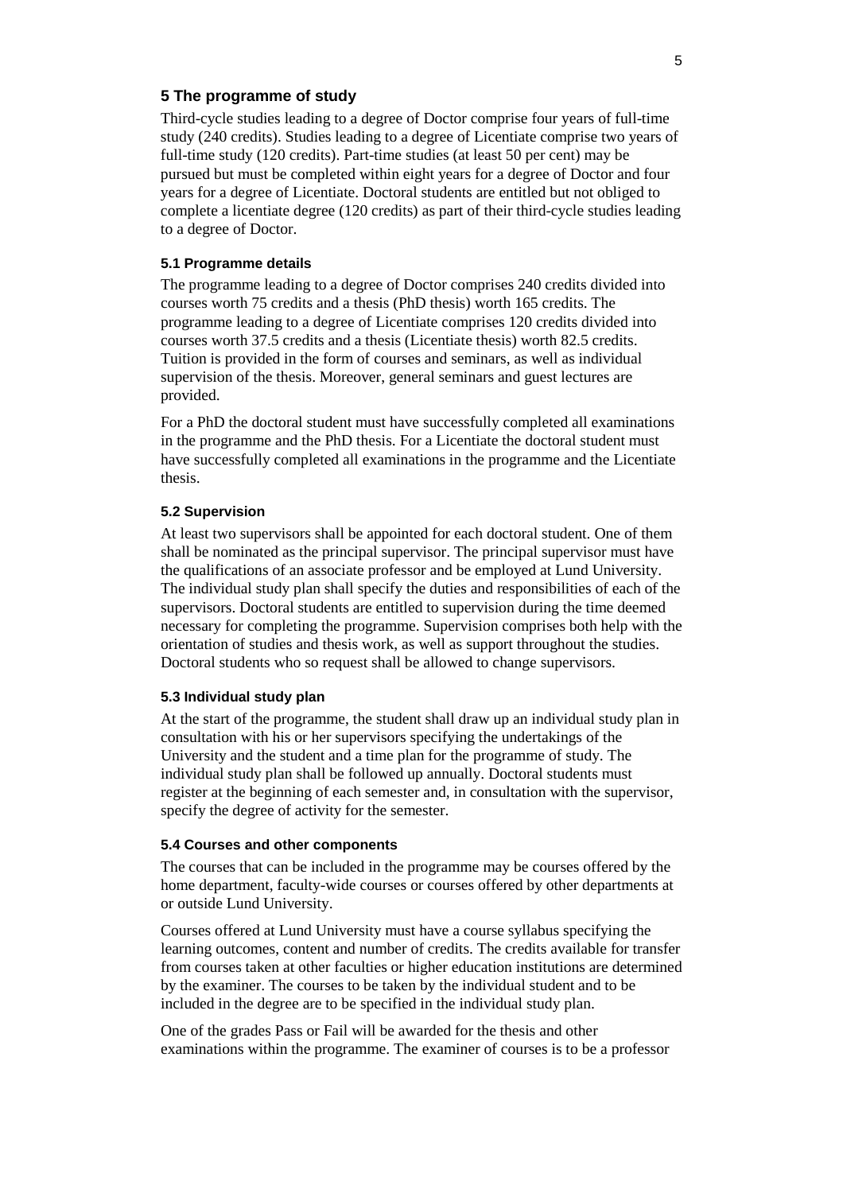## 5 The programme of study

Third-cycle studies leading to a degree of Doctor comprise four years of full-time study (240 credits). Studies leading to a degree of Licentiate comprise two years of full-time study (120 credits). Part-time studies (at least 50 per cent) may be pursued but must be completed within eight years for a degree of Doctor and four years for a degree of Licentiate. Doctoral students are entitled but not obliged to complete a licentiate degree (120 credits) as part of their third-cycle studies leading to a degree of Doctor.

### 5.1 Programme details

The programme leading to a degree of Doctor comprises 240 credits divided into courses worth 75 credits and a thesis (PhD thesis) worth 165 credits. The programme leading to a degree of Licentiate comprises 120 credits divided into courses worth 37.5 credits and a thesis (Licentiate thesis) worth 82.5 credits. Tuition is provided in the form of courses and seminars, as well as individual supervision of the thesis. Moreover, general seminars and guest lectures are provided.

For a PhD the doctoral student must have successfully completed all examinations in the programme and the PhD thesis. For a Licentiate the doctoral student must have successfully completed all examinations in the programme and the Licentiate thesis.

### 5.2 Supervision

At least two supervisors shall be appointed for each doctoral student. One of them shall be nominated as the principal supervisor. The principal supervisor must have the qualifications of an associate professor and be employed at Lund University. The individual study plan shall specify the duties and responsibilities of each of the supervisors. Doctoral students are entitled to supervision during the time deemed necessary for completing the programme. Supervision comprises both help with the orientation of studies and thesis work, as well as support throughout the studies. Doctoral students who so request shall be allowed to change supervisors.

### 5.3 Individual study plan

At the start of the programme, the student shall draw up an individual study plan in consultation with his or her supervisors specifying the undertakings of the University and the student and a time plan for the programme of study. The individual study plan shall be followed up annually. Doctoral students must register at the beginning of each semester and, in consultation with the supervisor, specify the degree of activity for the semester.

### 5.4 Courses and other components

The courses that can be included in the programme may be courses offered by the home department, faculty-wide courses or courses offered by other departments at or outside Lund University.

Courses offered at Lund University must have a course syllabus specifying the learning outcomes, content and number of credits. The credits available for transfer from courses taken at other faculties or higher education institutions are determined by the examiner. The courses to be taken by the individual student and to be included in the degree are to be specified in the individual study plan.

One of the grades Pass or Fail will be awarded for the thesis and other examinations within the programme. The examiner of courses is to be a professor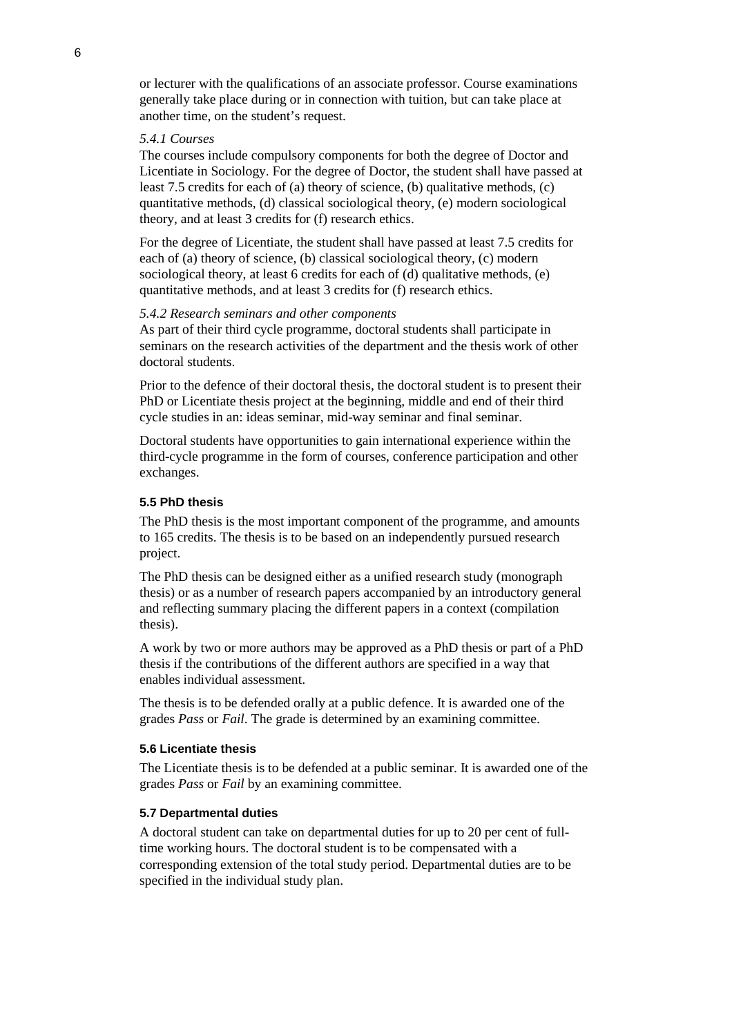or lecturer with the qualifications of an associate professor. Course examinations generally take place during or in connection with tuition, but can take place at another time, on the student's request.

*5.4.1 Courses*

The courses include compulsory components for both the degree of Doctor and Licentiate in Sociology. For the degree of Doctor, the student shall have passed at least 7.5 credits for each of (a) theory of science, (b) qualitative methods, (c) quantitative methods, (d) classical sociological theory, (e) modern sociological theory, and at least 3 credits for (f) research ethics.

For the degree of Licentiate, the student shall have passed at least 7.5 credits for each of (a) theory of science, (b) classical sociological theory, (c) modern sociological theory, at least 6 credits for each of (d) qualitative methods, (e) quantitative methods, and at least 3 credits for (f) research ethics.

*5.4.2 Research seminars and other components*

As part of their third cycle programme, doctoral students shall participate in seminars on the research activities of the department and the thesis work of other doctoral students.

Prior to the defence of their doctoral thesis, the doctoral student is to present their PhD or Licentiate thesis project at the beginning, middle and end of their third cycle studies in an: ideas seminar, mid-way seminar and final seminar.

Doctoral students have opportunities to gain international experience within the third-cycle programme in the form of courses, conference participation and other exchanges.

### 5.5 PhD thesis

The PhD thesis is the most important component of the programme, and amounts to 165 credits. The thesis is to be based on an independently pursued research project.

The PhD thesis can be designed either as a unified research study (monograph thesis) or as a number of research papers accompanied by an introductory general and reflecting summary placing the different papers in a context (compilation thesis).

A work by two or more authors may be approved as a PhD thesis or part of a PhD thesis if the contributions of the different authors are specified in a way that enables individual assessment.

The thesis is to be defended orally at a public defence. It is awarded one of the grades *Pass* or *Fail*. The grade is determined by an examining committee.

### 5.6 Licentiate thesis

The Licentiate thesis is to be defended at a public seminar. It is awarded one of the grades *Pass* or *Fail* by an examining committee.

### 5.7 Departmental duties

A doctoral student can take on departmental duties for up to 20 per cent of full-time working hours. The doctoral student is to be compensated with a corresponding extension of the total study period. Departmental duties are to be specified in the individual study plan.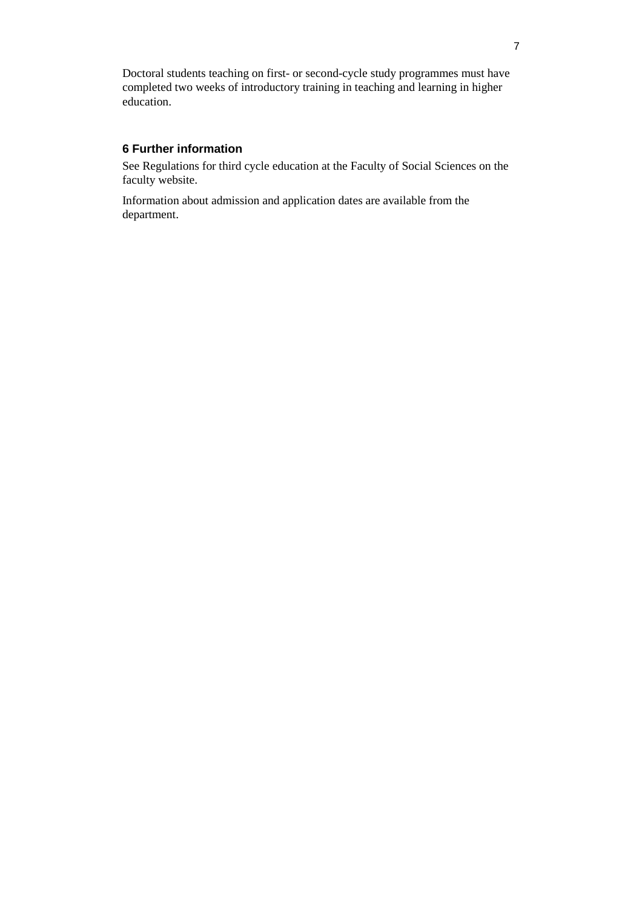Doctoral students teaching on first- or second-cycle study programmes must have completed two weeks of introductory training in teaching and learning in higher education.

## 6 Further information

See Regulations for third cycle education at the Faculty of Social Sciences on the faculty website.

Information about admission and application dates are available from the department.